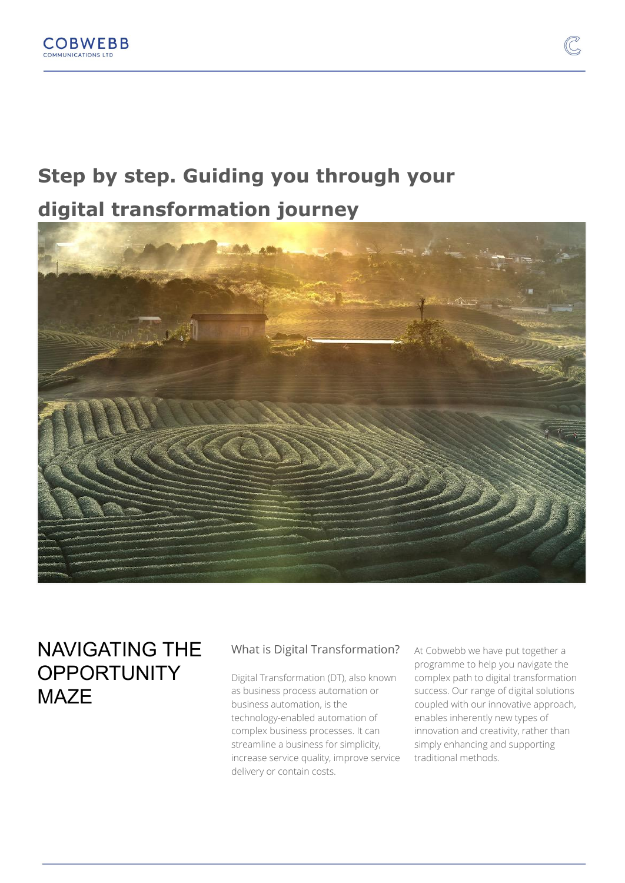# Step by step. Guiding you through your digital transformation journey

## NAVIGATING THE OPPORTUNITY MAZE

### What is Digital Transformation?

Digital Transformation (DT), also known as business process automation or business automation, is the technology-enabled automation of complex business processes. It can streamline a business for simplicity, increase service quality, improve service delivery or contain costs.

At Cobwebb we have put together a programme to help you navigate the complex path to digital transformation success. Our range of digital solutions coupled with our innovative approach, enables inherently new types of innovation and creativity, rather than simply enhancing and supporting traditional methods.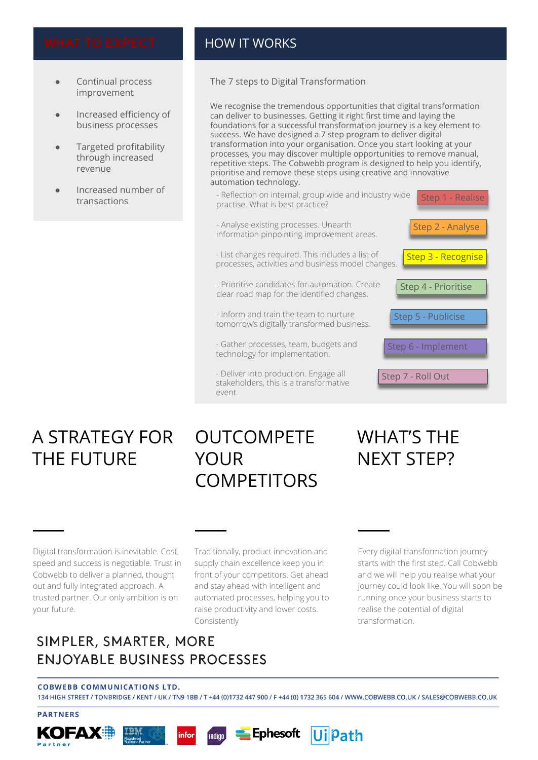## WHAT TO EXPECT

- Continual process improvement
- Increased efficiency of business processes
- Targeted profitability through increased revenue
- Increased number of transactions

## HOW IT WORKS

The 7 steps to Digital Transformation

We recognise the tremendous opportunities that digital transformation can deliver to businesses. Getting it right first time and laying the foundations for a successful transformation journey is a key element to success. We have designed a 7 step program to deliver digital transformation into your organisation. Once you start looking at your processes, you may discover multiple opportunities to remove manual, repetitive steps. The Cobwebb program is designed to help you identify, prioritise and remove these steps using creative and innovative automation technology.

- Reflection on internal, group wide and industry wide practise. What is best practice? — Step 1 - Realise
- Analyse existing processes. Unearth information pinpointing improvement areas. — Step 2 - Analyse
- List changes required. This includes a list of processes, activities and business model changes. — Step 3 - Recognise
- Prioritise candidates for automation. Create clear road map for the identified changes. — Step 4 - Prioritise
- Inform and train the team to nurture tomorrow's digitally transformed business. — Step 5 - Publicise
- Gather processes, team, budgets and technology for implementation. — Step 6 - Implement
- Deliver into production. Engage all stakeholders, this is a transformative event. — Step 7 - Roll Out

## A STRATEGY FOR THE FUTURE

Digital transformation is inevitable. Cost, speed and success is negotiable. Trust in Cobwebb to deliver a planned, thought out and fully integrated approach. A trusted partner. Our only ambition is on your future.

## OUTCOMPETE YOUR COMPETITORS

Traditionally, product innovation and supply chain excellence keep you in front of your competitors. Get ahead and stay ahead with intelligent and automated processes, helping you to raise productivity and lower costs. Consistently

## WHAT'S THE NEXT STEP?

Every digital transformation journey starts with the first step. Call Cobwebb and we will help you realise what your journey could look like. You will soon be running once your business starts to realise the potential of digital transformation.

## SIMPLER, SMARTER, MORE ENJOYABLE BUSINESS PROCESSES

**COBWEBB COMMUNICATIONS LTD.**

134 HIGH STREET / TONBRIDGE / KENT / UK / TN9 1BB / T +44 (0)1732 447 900 / F +44 (0) 1732 365 604 / WWW.COBWEBB.CO.UK / SALES@COBWEBB.CO.UK

**PARTNERS**

KOFAX Partner, IBM Registered Business Partner, infor, indigo, Ephesoft, UiPath